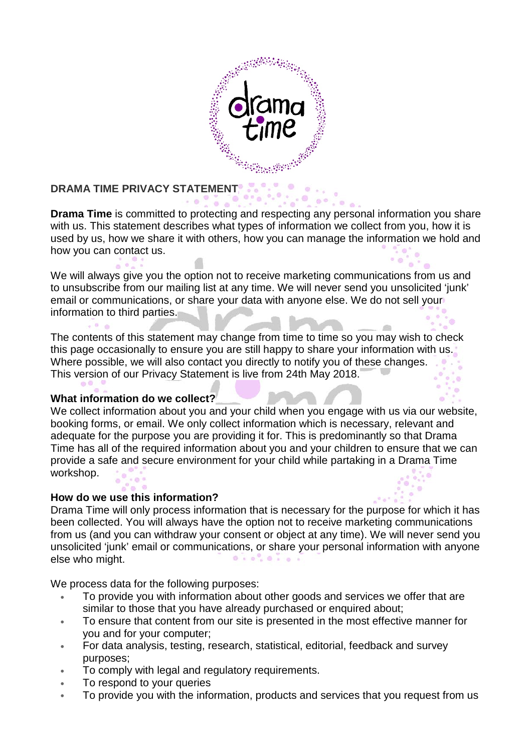# DRAMA TIME PRIVACY STATEMENT

**Drama Time** is committed to protecting and respecting any personal information you share with us. This statement describes what types of information we collect from you, how it is used by us, how we share it with others, how you can manage the information we hold and how you can contact us.

We will always give you the option not to receive marketing communications from us and to unsubscribe from our mailing list at any time. We will never send you unsolicited 'junk' email or communications, or share your data with anyone else. We do not sell your information to third parties.

The contents of this statement may change from time to time so you may wish to check this page occasionally to ensure you are still happy to share your information with us. Where possible, we will also contact you directly to notify you of these changes. This version of our Privacy Statement is live from 24th May 2018.

## What information do we collect?

We collect information about you and your child when you engage with us via our website, booking forms, or email. We only collect information which is necessary, relevant and adequate for the purpose you are providing it for. This is predominantly so that Drama Time has all of the required information about you and your children to ensure that we can provide a safe and secure environment for your child while partaking in a Drama Time workshop.

## How do we use this information?

Drama Time will only process information that is necessary for the purpose for which it has been collected. You will always have the option not to receive marketing communications from us (and you can withdraw your consent or object at any time). We will never send you unsolicited 'junk' email or communications, or share your personal information with anyone else who might.

We process data for the following purposes:

- To provide you with information about other goods and services we offer that are similar to those that you have already purchased or enquired about;
- To ensure that content from our site is presented in the most effective manner for you and for your computer;
- For data analysis, testing, research, statistical, editorial, feedback and survey purposes;
- To comply with legal and regulatory requirements.
- To respond to your queries
- To provide you with the information, products and services that you request from us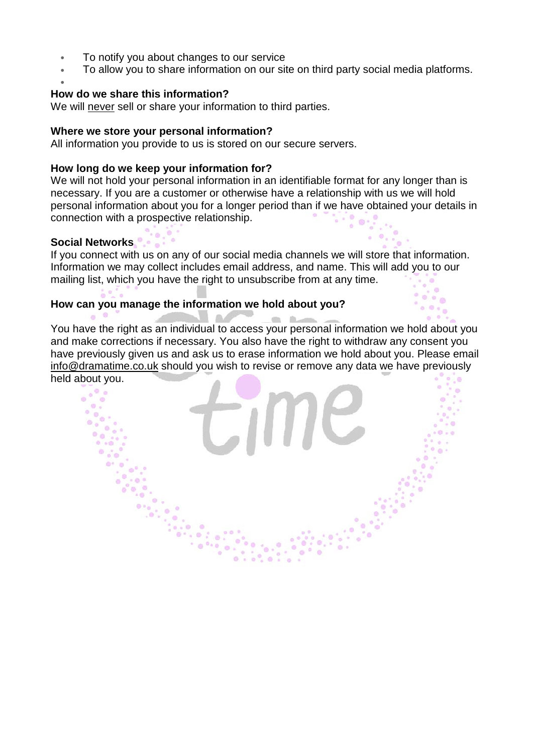- To notify you about changes to our service
- To allow you to share information on our site on third party social media platforms.

**How do we share this information?**

We will never sell or share your information to third parties.

**Where we store your personal information?**

All information you provide to us is stored on our secure servers.

**How long do we keep your information for?**

We will not hold your personal information in an identifiable format for any longer than is necessary. If you are a customer or otherwise have a relationship with us we will hold personal information about you for a longer period than if we have obtained your details in connection with a prospective relationship.

**Social Networks**

If you connect with us on any of our social media channels we will store that information. Information we may collect includes email address, and name. This will add you to our mailing list, which you have the right to unsubscribe from at any time.

**How can you manage the information we hold about you?**

You have the right as an individual to access your personal information we hold about you and make corrections if necessary. You also have the right to withdraw any consent you have previously given us and ask us to erase information we hold about you. Please email info@dramatime.co.uk should you wish to revise or remove any data we have previously held about you.